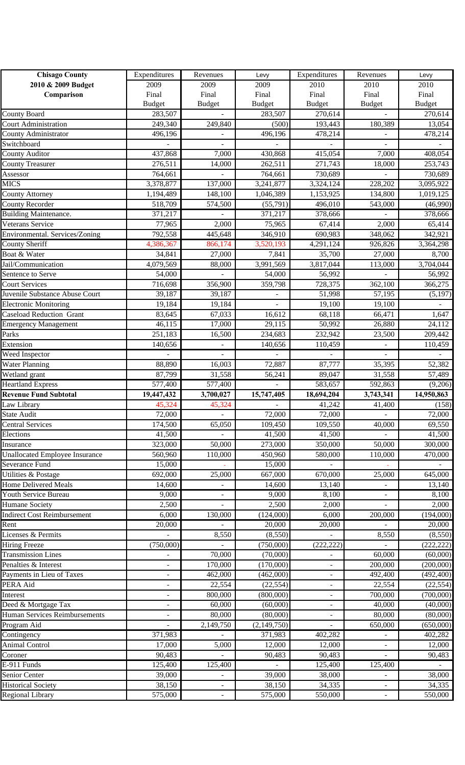| Chisago County 2010 & 2009 Budget Comparison | Expenditures 2009 Final Budget | Revenues 2009 Final Budget | Levy 2009 Final Budget | Expenditures 2010 Final Budget | Revenues 2010 Final Budget | Levy 2010 Final Budget |
|---|---|---|---|---|---|---|
| County Board | 283,507 | - | 283,507 | 270,614 | - | 270,614 |
| Court Administration | 249,340 | 249,840 | (500) | 193,443 | 180,389 | 13,054 |
| County Administrator | 496,196 | - | 496,196 | 478,214 | - | 478,214 |
| Switchboard | - | - | - | - | - | - |
| County Auditor | 437,868 | 7,000 | 430,868 | 415,054 | 7,000 | 408,054 |
| County Treasurer | 276,511 | 14,000 | 262,511 | 271,743 | 18,000 | 253,743 |
| Assessor | 764,661 | - | 764,661 | 730,689 | - | 730,689 |
| MICS | 3,378,877 | 137,000 | 3,241,877 | 3,324,124 | 228,202 | 3,095,922 |
| County Attorney | 1,194,489 | 148,100 | 1,046,389 | 1,153,925 | 134,800 | 1,019,125 |
| County Recorder | 518,709 | 574,500 | (55,791) | 496,010 | 543,000 | (46,990) |
| Building Maintenance. | 371,217 | - | 371,217 | 378,666 | - | 378,666 |
| Veterans Service | 77,965 | 2,000 | 75,965 | 67,414 | 2,000 | 65,414 |
| Environmental. Services/Zoning | 792,558 | 445,648 | 346,910 | 690,983 | 348,062 | 342,921 |
| County Sheriff | 4,386,367 | 866,174 | 3,520,193 | 4,291,124 | 926,826 | 3,364,298 |
| Boat & Water | 34,841 | 27,000 | 7,841 | 35,700 | 27,000 | 8,700 |
| Jail/Communication | 4,079,569 | 88,000 | 3,991,569 | 3,817,044 | 113,000 | 3,704,044 |
| Sentence to Serve | 54,000 | - | 54,000 | 56,992 | - | 56,992 |
| Court Services | 716,698 | 356,900 | 359,798 | 728,375 | 362,100 | 366,275 |
| Juvenile Substance Abuse Court | 39,187 | 39,187 | - | 51,998 | 57,195 | (5,197) |
| Electronic Monitoring | 19,184 | 19,184 | - | 19,100 | 19,100 | - |
| Caseload Reduction Grant | 83,645 | 67,033 | 16,612 | 68,118 | 66,471 | 1,647 |
| Emergency Management | 46,115 | 17,000 | 29,115 | 50,992 | 26,880 | 24,112 |
| Parks | 251,183 | 16,500 | 234,683 | 232,942 | 23,500 | 209,442 |
| Extension | 140,656 | - | 140,656 | 110,459 | - | 110,459 |
| Weed Inspector | - | - | - | - | - | - |
| Water Planning | 88,890 | 16,003 | 72,887 | 87,777 | 35,395 | 52,382 |
| Wetland grant | 87,799 | 31,558 | 56,241 | 89,047 | 31,558 | 57,489 |
| Heartland Express | 577,400 | 577,400 | - | 583,657 | 592,863 | (9,206) |
| **Revenue Fund Subtotal** | **19,447,432** | **3,700,027** | **15,747,405** | **18,694,204** | **3,743,341** | **14,950,863** |
| Law Library | 45,324 | 45,324 | - | 41,242 | 41,400 | (158) |
| State Audit | 72,000 | - | 72,000 | 72,000 | - | 72,000 |
| Central Services | 174,500 | 65,050 | 109,450 | 109,550 | 40,000 | 69,550 |
| Elections | 41,500 | - | 41,500 | 41,500 | - | 41,500 |
| Insurance | 323,000 | 50,000 | 273,000 | 350,000 | 50,000 | 300,000 |
| Unallocated Employee Insurance | 560,960 | 110,000 | 450,960 | 580,000 | 110,000 | 470,000 |
| Severance Fund | 15,000 | - | 15,000 | - | - | - |
| Utilities & Postage | 692,000 | 25,000 | 667,000 | 670,000 | 25,000 | 645,000 |
| Home Delivered Meals | 14,600 | - | 14,600 | 13,140 | - | 13,140 |
| Youth Service Bureau | 9,000 | - | 9,000 | 8,100 | - | 8,100 |
| Humane Society | 2,500 | - | 2,500 | 2,000 | - | 2,000 |
| Indirect Cost Reimbursement | 6,000 | 130,000 | (124,000) | 6,000 | 200,000 | (194,000) |
| Rent | 20,000 | - | 20,000 | 20,000 | - | 20,000 |
| Licenses & Permits | - | 8,550 | (8,550) | - | 8,550 | (8,550) |
| Hiring Freeze | (750,000) | - | (750,000) | (222,222) | - | (222,222) |
| Transmission Lines | - | 70,000 | (70,000) | - | 60,000 | (60,000) |
| Penalties & Interest | - | 170,000 | (170,000) | - | 200,000 | (200,000) |
| Payments in Lieu of Taxes | - | 462,000 | (462,000) | - | 492,400 | (492,400) |
| PERA Aid | - | 22,554 | (22,554) | - | 22,554 | (22,554) |
| Interest | - | 800,000 | (800,000) | - | 700,000 | (700,000) |
| Deed & Mortgage Tax | - | 60,000 | (60,000) | - | 40,000 | (40,000) |
| Human Services Reimbursements | - | 80,000 | (80,000) | - | 80,000 | (80,000) |
| Program Aid | - | 2,149,750 | (2,149,750) | - | 650,000 | (650,000) |
| Contingency | 371,983 | - | 371,983 | 402,282 | - | 402,282 |
| Animal Control | 17,000 | 5,000 | 12,000 | 12,000 | - | 12,000 |
| Coroner | 90,483 | - | 90,483 | 90,483 | - | 90,483 |
| E-911 Funds | 125,400 | 125,400 | - | 125,400 | 125,400 | - |
| Senior Center | 39,000 | - | 39,000 | 38,000 | - | 38,000 |
| Historical Society | 38,150 | - | 38,150 | 34,335 | - | 34,335 |
| Regional Library | 575,000 | - | 575,000 | 550,000 | - | 550,000 |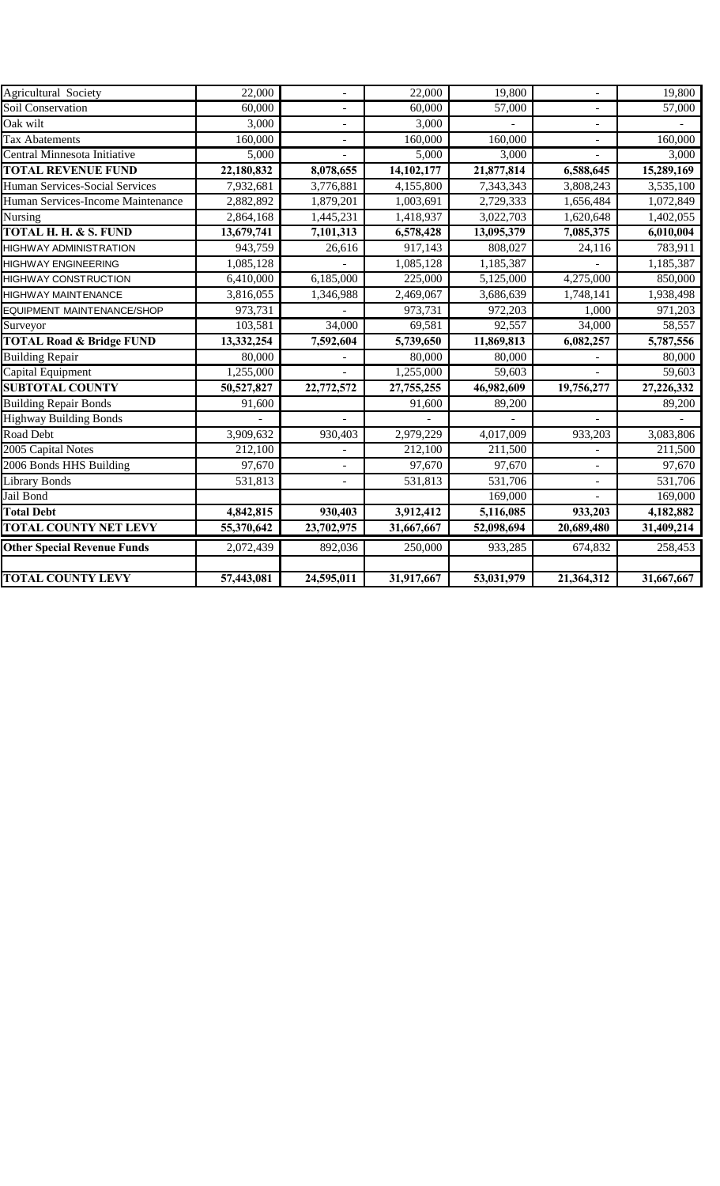| | | | | | | |
|---|---|---|---|---|---|---|
| Agricultural Society | 22,000 | - | 22,000 | 19,800 | - | 19,800 |
| Soil Conservation | 60,000 | - | 60,000 | 57,000 | - | 57,000 |
| Oak wilt | 3,000 | - | 3,000 | - | - | - |
| Tax Abatements | 160,000 | - | 160,000 | 160,000 | - | 160,000 |
| Central Minnesota Initiative | 5,000 | - | 5,000 | 3,000 | - | 3,000 |
| **TOTAL REVENUE FUND** | **22,180,832** | **8,078,655** | **14,102,177** | **21,877,814** | **6,588,645** | **15,289,169** |
| Human Services-Social Services | 7,932,681 | 3,776,881 | 4,155,800 | 7,343,343 | 3,808,243 | 3,535,100 |
| Human Services-Income Maintenance | 2,882,892 | 1,879,201 | 1,003,691 | 2,729,333 | 1,656,484 | 1,072,849 |
| Nursing | 2,864,168 | 1,445,231 | 1,418,937 | 3,022,703 | 1,620,648 | 1,402,055 |
| **TOTAL H. H. & S. FUND** | **13,679,741** | **7,101,313** | **6,578,428** | **13,095,379** | **7,085,375** | **6,010,004** |
| HIGHWAY ADMINISTRATION | 943,759 | 26,616 | 917,143 | 808,027 | 24,116 | 783,911 |
| HIGHWAY ENGINEERING | 1,085,128 | - | 1,085,128 | 1,185,387 | - | 1,185,387 |
| HIGHWAY CONSTRUCTION | 6,410,000 | 6,185,000 | 225,000 | 5,125,000 | 4,275,000 | 850,000 |
| HIGHWAY MAINTENANCE | 3,816,055 | 1,346,988 | 2,469,067 | 3,686,639 | 1,748,141 | 1,938,498 |
| EQUIPMENT MAINTENANCE/SHOP | 973,731 | - | 973,731 | 972,203 | 1,000 | 971,203 |
| Surveyor | 103,581 | 34,000 | 69,581 | 92,557 | 34,000 | 58,557 |
| **TOTAL Road & Bridge FUND** | **13,332,254** | **7,592,604** | **5,739,650** | **11,869,813** | **6,082,257** | **5,787,556** |
| Building Repair | 80,000 | - | 80,000 | 80,000 | - | 80,000 |
| Capital Equipment | 1,255,000 | - | 1,255,000 | 59,603 | - | 59,603 |
| **SUBTOTAL COUNTY** | **50,527,827** | **22,772,572** | **27,755,255** | **46,982,609** | **19,756,277** | **27,226,332** |
| Building Repair Bonds | 91,600 | | 91,600 | 89,200 | | 89,200 |
| Highway Building Bonds | - | - | - | - | - | - |
| Road Debt | 3,909,632 | 930,403 | 2,979,229 | 4,017,009 | 933,203 | 3,083,806 |
| 2005 Capital Notes | 212,100 | - | 212,100 | 211,500 | - | 211,500 |
| 2006 Bonds HHS Building | 97,670 | - | 97,670 | 97,670 | - | 97,670 |
| Library Bonds | 531,813 | - | 531,813 | 531,706 | - | 531,706 |
| Jail Bond | | | | 169,000 | - | 169,000 |
| **Total Debt** | **4,842,815** | **930,403** | **3,912,412** | **5,116,085** | **933,203** | **4,182,882** |
| **TOTAL COUNTY NET LEVY** | **55,370,642** | **23,702,975** | **31,667,667** | **52,098,694** | **20,689,480** | **31,409,214** |
| **Other Special Revenue Funds** | 2,072,439 | 892,036 | 250,000 | 933,285 | 674,832 | 258,453 |
| | | | | | | |
| **TOTAL COUNTY LEVY** | **57,443,081** | **24,595,011** | **31,917,667** | **53,031,979** | **21,364,312** | **31,667,667** |